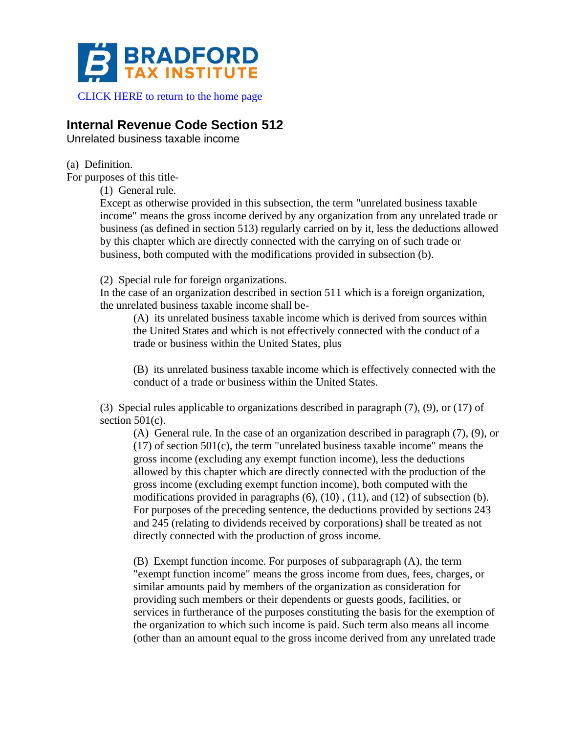BRADFORD TAX INSTITUTE

CLICK HERE to return to the home page

## Internal Revenue Code Section 512

Unrelated business taxable income

(a) Definition.

For purposes of this title-

(1) General rule.

Except as otherwise provided in this subsection, the term "unrelated business taxable income" means the gross income derived by any organization from any unrelated trade or business (as defined in section 513) regularly carried on by it, less the deductions allowed by this chapter which are directly connected with the carrying on of such trade or business, both computed with the modifications provided in subsection (b).

(2) Special rule for foreign organizations.

In the case of an organization described in section 511 which is a foreign organization, the unrelated business taxable income shall be-

(A) its unrelated business taxable income which is derived from sources within the United States and which is not effectively connected with the conduct of a trade or business within the United States, plus

(B) its unrelated business taxable income which is effectively connected with the conduct of a trade or business within the United States.

(3) Special rules applicable to organizations described in paragraph (7), (9), or (17) of section 501(c).

(A) General rule. In the case of an organization described in paragraph (7), (9), or (17) of section 501(c), the term "unrelated business taxable income" means the gross income (excluding any exempt function income), less the deductions allowed by this chapter which are directly connected with the production of the gross income (excluding exempt function income), both computed with the modifications provided in paragraphs (6), (10) , (11), and (12) of subsection (b). For purposes of the preceding sentence, the deductions provided by sections 243 and 245 (relating to dividends received by corporations) shall be treated as not directly connected with the production of gross income.

(B) Exempt function income. For purposes of subparagraph (A), the term "exempt function income" means the gross income from dues, fees, charges, or similar amounts paid by members of the organization as consideration for providing such members or their dependents or guests goods, facilities, or services in furtherance of the purposes constituting the basis for the exemption of the organization to which such income is paid. Such term also means all income (other than an amount equal to the gross income derived from any unrelated trade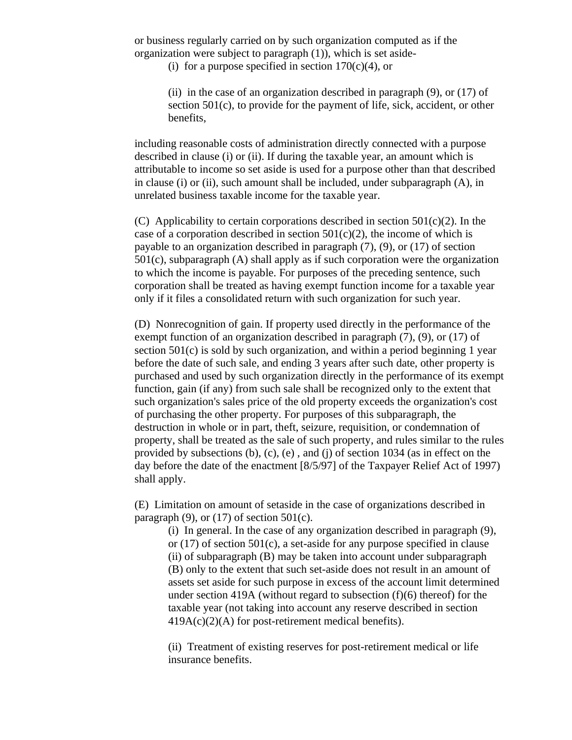or business regularly carried on by such organization computed as if the organization were subject to paragraph (1)), which is set aside-

(i) for a purpose specified in section 170(c)(4), or

(ii) in the case of an organization described in paragraph (9), or (17) of section 501(c), to provide for the payment of life, sick, accident, or other benefits,

including reasonable costs of administration directly connected with a purpose described in clause (i) or (ii). If during the taxable year, an amount which is attributable to income so set aside is used for a purpose other than that described in clause (i) or (ii), such amount shall be included, under subparagraph (A), in unrelated business taxable income for the taxable year.

(C) Applicability to certain corporations described in section 501(c)(2). In the case of a corporation described in section 501(c)(2), the income of which is payable to an organization described in paragraph (7), (9), or (17) of section 501(c), subparagraph (A) shall apply as if such corporation were the organization to which the income is payable. For purposes of the preceding sentence, such corporation shall be treated as having exempt function income for a taxable year only if it files a consolidated return with such organization for such year.

(D) Nonrecognition of gain. If property used directly in the performance of the exempt function of an organization described in paragraph (7), (9), or (17) of section 501(c) is sold by such organization, and within a period beginning 1 year before the date of such sale, and ending 3 years after such date, other property is purchased and used by such organization directly in the performance of its exempt function, gain (if any) from such sale shall be recognized only to the extent that such organization's sales price of the old property exceeds the organization's cost of purchasing the other property. For purposes of this subparagraph, the destruction in whole or in part, theft, seizure, requisition, or condemnation of property, shall be treated as the sale of such property, and rules similar to the rules provided by subsections (b), (c), (e) , and (j) of section 1034 (as in effect on the day before the date of the enactment [8/5/97] of the Taxpayer Relief Act of 1997) shall apply.

(E) Limitation on amount of setaside in the case of organizations described in paragraph (9), or (17) of section 501(c).

(i) In general. In the case of any organization described in paragraph (9), or (17) of section 501(c), a set-aside for any purpose specified in clause (ii) of subparagraph (B) may be taken into account under subparagraph (B) only to the extent that such set-aside does not result in an amount of assets set aside for such purpose in excess of the account limit determined under section 419A (without regard to subsection (f)(6) thereof) for the taxable year (not taking into account any reserve described in section 419A(c)(2)(A) for post-retirement medical benefits).

(ii) Treatment of existing reserves for post-retirement medical or life insurance benefits.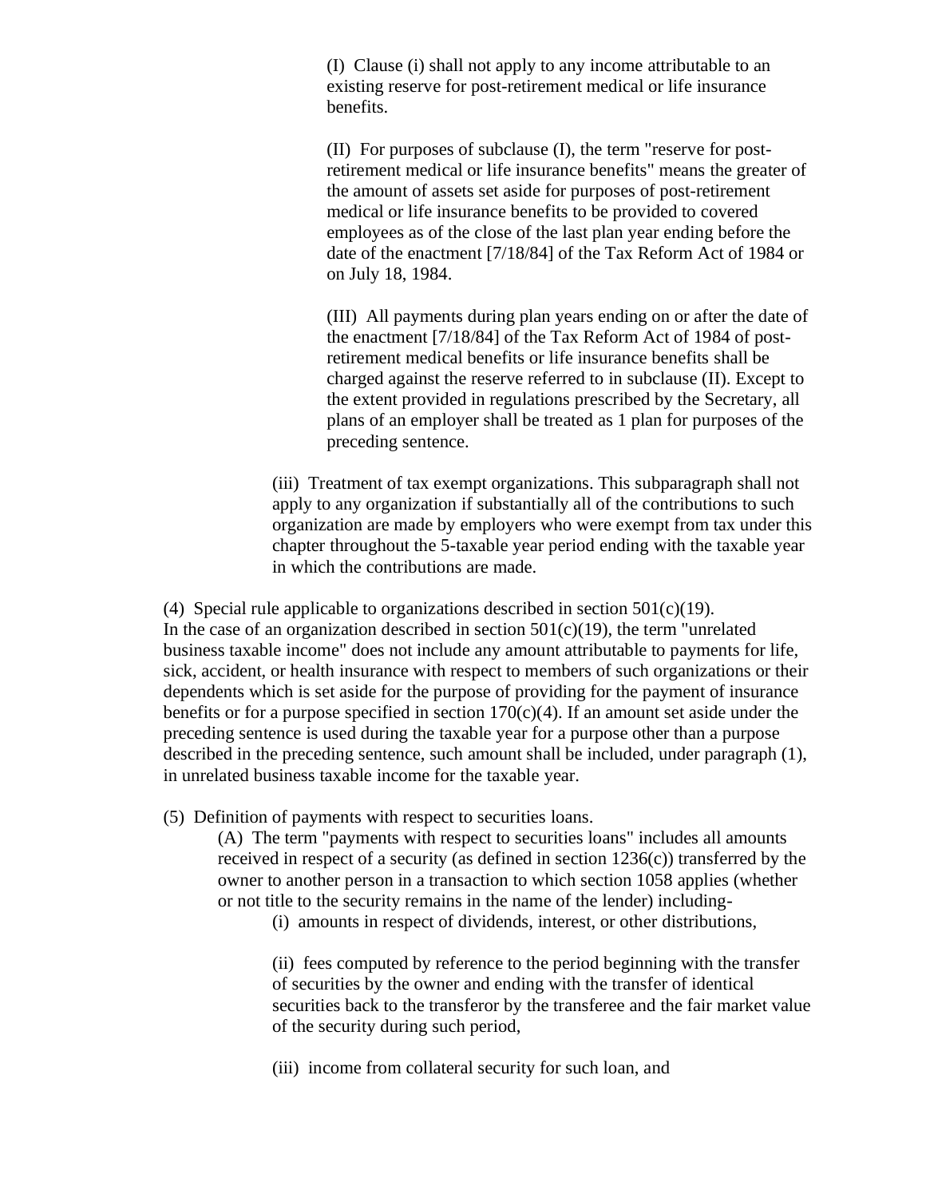(I) Clause (i) shall not apply to any income attributable to an existing reserve for post-retirement medical or life insurance benefits.

(II) For purposes of subclause (I), the term "reserve for post-retirement medical or life insurance benefits" means the greater of the amount of assets set aside for purposes of post-retirement medical or life insurance benefits to be provided to covered employees as of the close of the last plan year ending before the date of the enactment [7/18/84] of the Tax Reform Act of 1984 or on July 18, 1984.

(III) All payments during plan years ending on or after the date of the enactment [7/18/84] of the Tax Reform Act of 1984 of post-retirement medical benefits or life insurance benefits shall be charged against the reserve referred to in subclause (II). Except to the extent provided in regulations prescribed by the Secretary, all plans of an employer shall be treated as 1 plan for purposes of the preceding sentence.

(iii) Treatment of tax exempt organizations. This subparagraph shall not apply to any organization if substantially all of the contributions to such organization are made by employers who were exempt from tax under this chapter throughout the 5-taxable year period ending with the taxable year in which the contributions are made.

(4) Special rule applicable to organizations described in section 501(c)(19).
In the case of an organization described in section 501(c)(19), the term "unrelated business taxable income" does not include any amount attributable to payments for life, sick, accident, or health insurance with respect to members of such organizations or their dependents which is set aside for the purpose of providing for the payment of insurance benefits or for a purpose specified in section 170(c)(4). If an amount set aside under the preceding sentence is used during the taxable year for a purpose other than a purpose described in the preceding sentence, such amount shall be included, under paragraph (1), in unrelated business taxable income for the taxable year.

(5) Definition of payments with respect to securities loans.

(A) The term "payments with respect to securities loans" includes all amounts received in respect of a security (as defined in section 1236(c)) transferred by the owner to another person in a transaction to which section 1058 applies (whether or not title to the security remains in the name of the lender) including-

(i) amounts in respect of dividends, interest, or other distributions,

(ii) fees computed by reference to the period beginning with the transfer of securities by the owner and ending with the transfer of identical securities back to the transferor by the transferee and the fair market value of the security during such period,

(iii) income from collateral security for such loan, and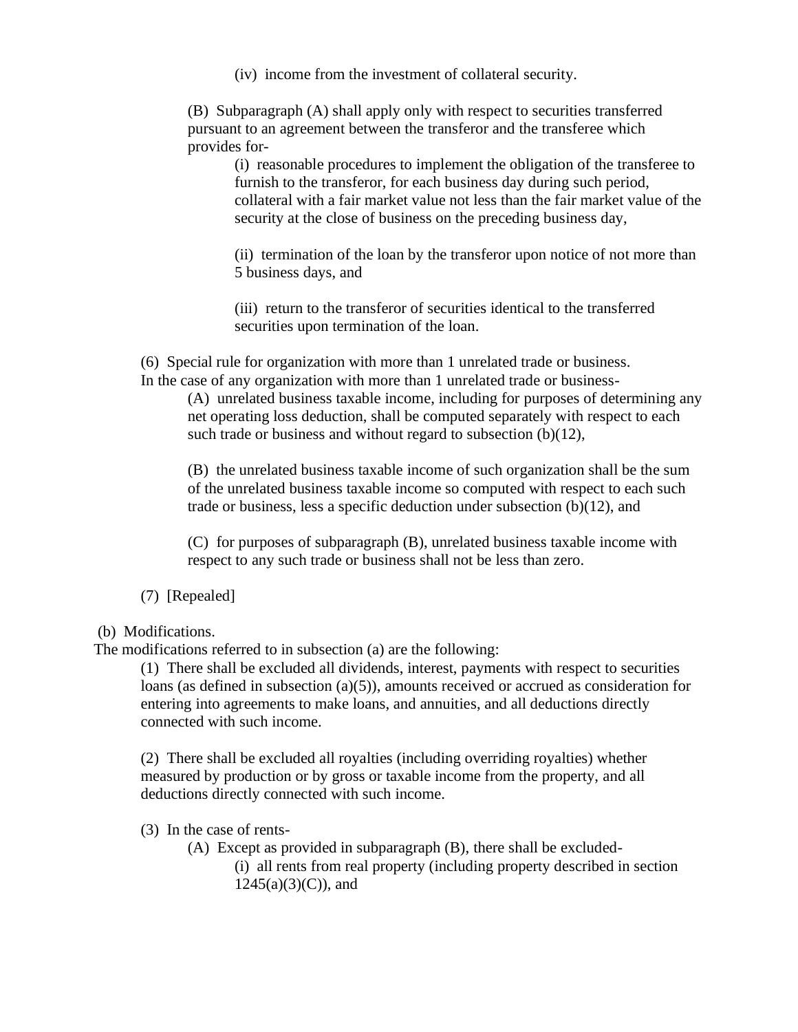(iv) income from the investment of collateral security.

(B) Subparagraph (A) shall apply only with respect to securities transferred pursuant to an agreement between the transferor and the transferee which provides for-

(i) reasonable procedures to implement the obligation of the transferee to furnish to the transferor, for each business day during such period, collateral with a fair market value not less than the fair market value of the security at the close of business on the preceding business day,

(ii) termination of the loan by the transferor upon notice of not more than 5 business days, and

(iii) return to the transferor of securities identical to the transferred securities upon termination of the loan.

(6) Special rule for organization with more than 1 unrelated trade or business.
In the case of any organization with more than 1 unrelated trade or business-

(A) unrelated business taxable income, including for purposes of determining any net operating loss deduction, shall be computed separately with respect to each such trade or business and without regard to subsection (b)(12),

(B) the unrelated business taxable income of such organization shall be the sum of the unrelated business taxable income so computed with respect to each such trade or business, less a specific deduction under subsection (b)(12), and

(C) for purposes of subparagraph (B), unrelated business taxable income with respect to any such trade or business shall not be less than zero.

(7) [Repealed]

(b) Modifications.
The modifications referred to in subsection (a) are the following:

(1) There shall be excluded all dividends, interest, payments with respect to securities loans (as defined in subsection (a)(5)), amounts received or accrued as consideration for entering into agreements to make loans, and annuities, and all deductions directly connected with such income.

(2) There shall be excluded all royalties (including overriding royalties) whether measured by production or by gross or taxable income from the property, and all deductions directly connected with such income.

(3) In the case of rents-

(A) Except as provided in subparagraph (B), there shall be excluded-

(i) all rents from real property (including property described in section 1245(a)(3)(C)), and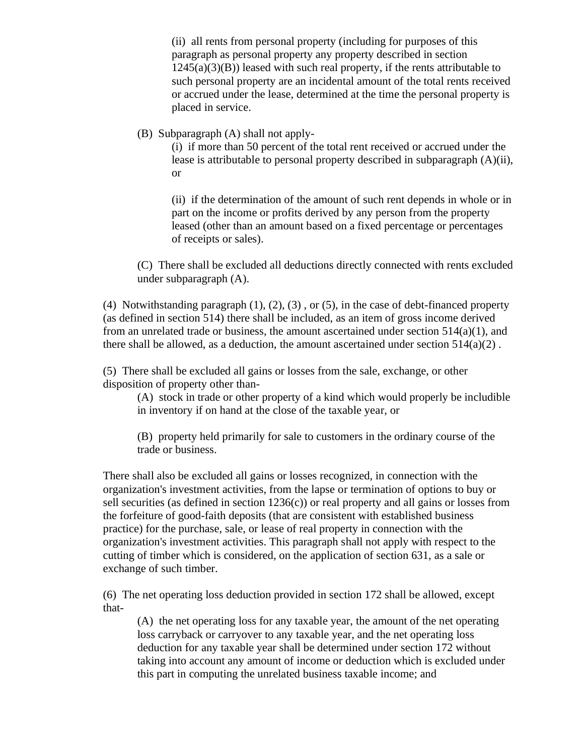(ii) all rents from personal property (including for purposes of this paragraph as personal property any property described in section 1245(a)(3)(B)) leased with such real property, if the rents attributable to such personal property are an incidental amount of the total rents received or accrued under the lease, determined at the time the personal property is placed in service.

(B) Subparagraph (A) shall not apply-

(i) if more than 50 percent of the total rent received or accrued under the lease is attributable to personal property described in subparagraph (A)(ii), or

(ii) if the determination of the amount of such rent depends in whole or in part on the income or profits derived by any person from the property leased (other than an amount based on a fixed percentage or percentages of receipts or sales).

(C) There shall be excluded all deductions directly connected with rents excluded under subparagraph (A).

(4) Notwithstanding paragraph (1), (2), (3) , or (5), in the case of debt-financed property (as defined in section 514) there shall be included, as an item of gross income derived from an unrelated trade or business, the amount ascertained under section 514(a)(1), and there shall be allowed, as a deduction, the amount ascertained under section 514(a)(2) .

(5) There shall be excluded all gains or losses from the sale, exchange, or other disposition of property other than-

(A) stock in trade or other property of a kind which would properly be includible in inventory if on hand at the close of the taxable year, or

(B) property held primarily for sale to customers in the ordinary course of the trade or business.

There shall also be excluded all gains or losses recognized, in connection with the organization's investment activities, from the lapse or termination of options to buy or sell securities (as defined in section 1236(c)) or real property and all gains or losses from the forfeiture of good-faith deposits (that are consistent with established business practice) for the purchase, sale, or lease of real property in connection with the organization's investment activities. This paragraph shall not apply with respect to the cutting of timber which is considered, on the application of section 631, as a sale or exchange of such timber.

(6) The net operating loss deduction provided in section 172 shall be allowed, except that-

(A) the net operating loss for any taxable year, the amount of the net operating loss carryback or carryover to any taxable year, and the net operating loss deduction for any taxable year shall be determined under section 172 without taking into account any amount of income or deduction which is excluded under this part in computing the unrelated business taxable income; and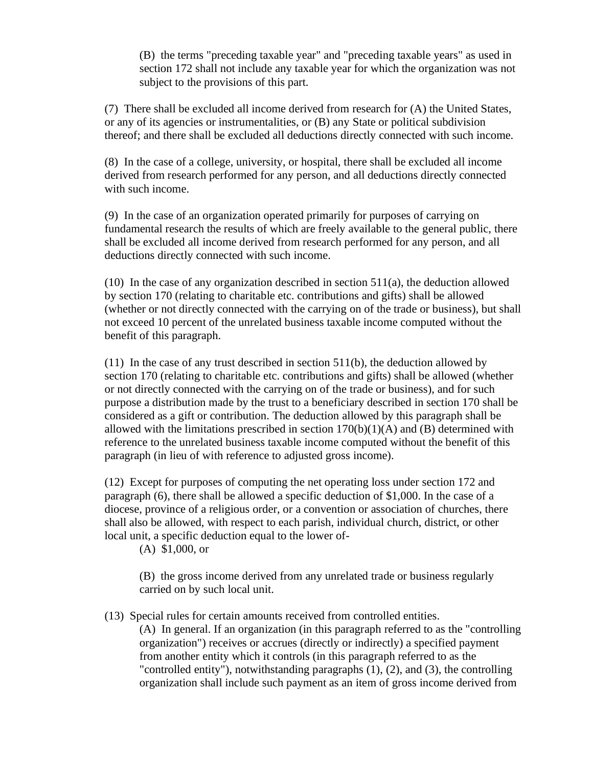(B) the terms "preceding taxable year" and "preceding taxable years" as used in section 172 shall not include any taxable year for which the organization was not subject to the provisions of this part.

(7) There shall be excluded all income derived from research for (A) the United States, or any of its agencies or instrumentalities, or (B) any State or political subdivision thereof; and there shall be excluded all deductions directly connected with such income.

(8) In the case of a college, university, or hospital, there shall be excluded all income derived from research performed for any person, and all deductions directly connected with such income.

(9) In the case of an organization operated primarily for purposes of carrying on fundamental research the results of which are freely available to the general public, there shall be excluded all income derived from research performed for any person, and all deductions directly connected with such income.

(10) In the case of any organization described in section 511(a), the deduction allowed by section 170 (relating to charitable etc. contributions and gifts) shall be allowed (whether or not directly connected with the carrying on of the trade or business), but shall not exceed 10 percent of the unrelated business taxable income computed without the benefit of this paragraph.

(11) In the case of any trust described in section 511(b), the deduction allowed by section 170 (relating to charitable etc. contributions and gifts) shall be allowed (whether or not directly connected with the carrying on of the trade or business), and for such purpose a distribution made by the trust to a beneficiary described in section 170 shall be considered as a gift or contribution. The deduction allowed by this paragraph shall be allowed with the limitations prescribed in section 170(b)(1)(A) and (B) determined with reference to the unrelated business taxable income computed without the benefit of this paragraph (in lieu of with reference to adjusted gross income).

(12) Except for purposes of computing the net operating loss under section 172 and paragraph (6), there shall be allowed a specific deduction of $1,000. In the case of a diocese, province of a religious order, or a convention or association of churches, there shall also be allowed, with respect to each parish, individual church, district, or other local unit, a specific deduction equal to the lower of-

(A) $1,000, or

(B) the gross income derived from any unrelated trade or business regularly carried on by such local unit.

(13) Special rules for certain amounts received from controlled entities.

(A) In general. If an organization (in this paragraph referred to as the "controlling organization") receives or accrues (directly or indirectly) a specified payment from another entity which it controls (in this paragraph referred to as the "controlled entity"), notwithstanding paragraphs (1), (2), and (3), the controlling organization shall include such payment as an item of gross income derived from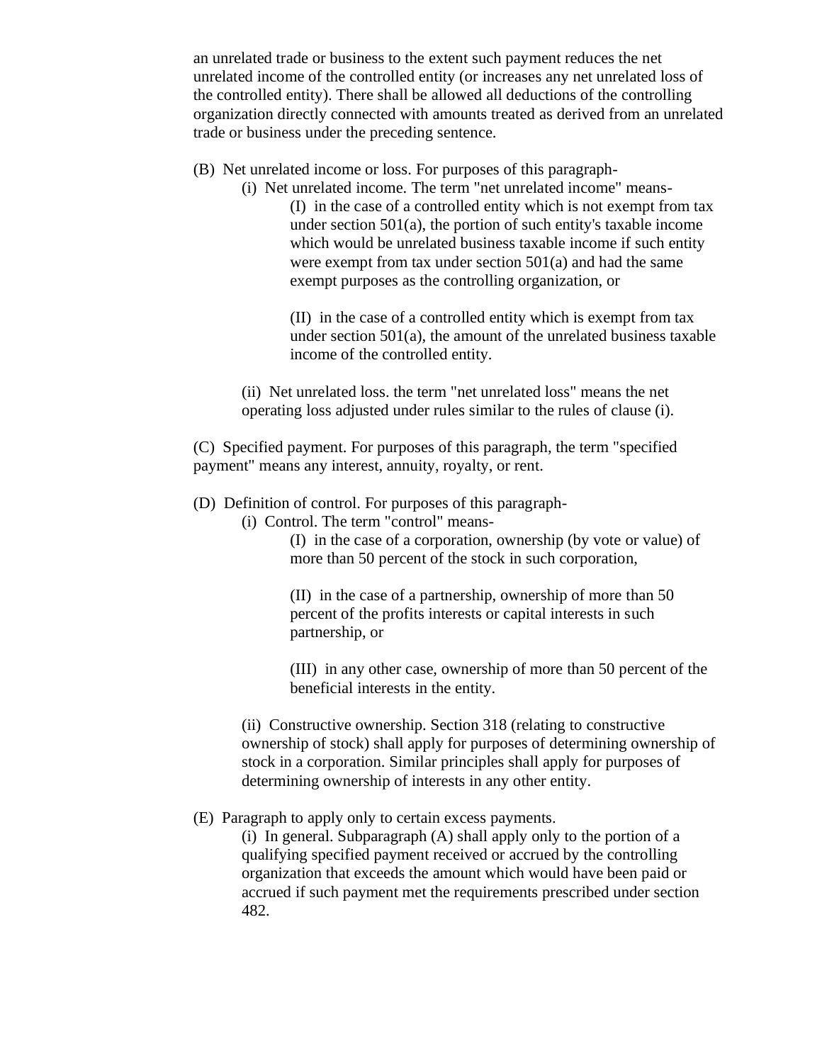an unrelated trade or business to the extent such payment reduces the net unrelated income of the controlled entity (or increases any net unrelated loss of the controlled entity). There shall be allowed all deductions of the controlling organization directly connected with amounts treated as derived from an unrelated trade or business under the preceding sentence.

(B) Net unrelated income or loss. For purposes of this paragraph-

(i) Net unrelated income. The term "net unrelated income" means-

(I) in the case of a controlled entity which is not exempt from tax under section 501(a), the portion of such entity's taxable income which would be unrelated business taxable income if such entity were exempt from tax under section 501(a) and had the same exempt purposes as the controlling organization, or

(II) in the case of a controlled entity which is exempt from tax under section 501(a), the amount of the unrelated business taxable income of the controlled entity.

(ii) Net unrelated loss. the term "net unrelated loss" means the net operating loss adjusted under rules similar to the rules of clause (i).

(C) Specified payment. For purposes of this paragraph, the term "specified payment" means any interest, annuity, royalty, or rent.

(D) Definition of control. For purposes of this paragraph-

(i) Control. The term "control" means-

(I) in the case of a corporation, ownership (by vote or value) of more than 50 percent of the stock in such corporation,

(II) in the case of a partnership, ownership of more than 50 percent of the profits interests or capital interests in such partnership, or

(III) in any other case, ownership of more than 50 percent of the beneficial interests in the entity.

(ii) Constructive ownership. Section 318 (relating to constructive ownership of stock) shall apply for purposes of determining ownership of stock in a corporation. Similar principles shall apply for purposes of determining ownership of interests in any other entity.

(E) Paragraph to apply only to certain excess payments.

(i) In general. Subparagraph (A) shall apply only to the portion of a qualifying specified payment received or accrued by the controlling organization that exceeds the amount which would have been paid or accrued if such payment met the requirements prescribed under section 482.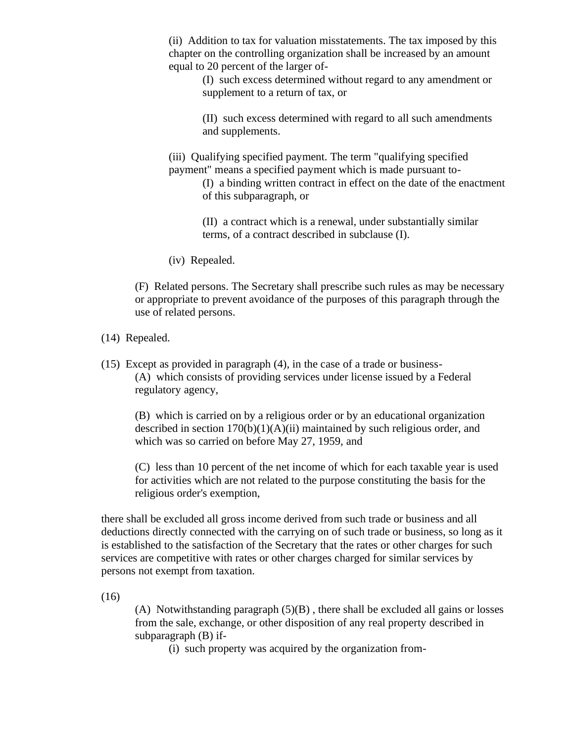(ii) Addition to tax for valuation misstatements. The tax imposed by this chapter on the controlling organization shall be increased by an amount equal to 20 percent of the larger of-

(I) such excess determined without regard to any amendment or supplement to a return of tax, or

(II) such excess determined with regard to all such amendments and supplements.

(iii) Qualifying specified payment. The term "qualifying specified payment" means a specified payment which is made pursuant to-

(I) a binding written contract in effect on the date of the enactment of this subparagraph, or

(II) a contract which is a renewal, under substantially similar terms, of a contract described in subclause (I).

(iv) Repealed.

(F) Related persons. The Secretary shall prescribe such rules as may be necessary or appropriate to prevent avoidance of the purposes of this paragraph through the use of related persons.

(14) Repealed.

(15) Except as provided in paragraph (4), in the case of a trade or business-

(A) which consists of providing services under license issued by a Federal regulatory agency,

(B) which is carried on by a religious order or by an educational organization described in section 170(b)(1)(A)(ii) maintained by such religious order, and which was so carried on before May 27, 1959, and

(C) less than 10 percent of the net income of which for each taxable year is used for activities which are not related to the purpose constituting the basis for the religious order's exemption,

there shall be excluded all gross income derived from such trade or business and all deductions directly connected with the carrying on of such trade or business, so long as it is established to the satisfaction of the Secretary that the rates or other charges for such services are competitive with rates or other charges charged for similar services by persons not exempt from taxation.

(16)

(A) Notwithstanding paragraph (5)(B) , there shall be excluded all gains or losses from the sale, exchange, or other disposition of any real property described in subparagraph (B) if-

(i) such property was acquired by the organization from-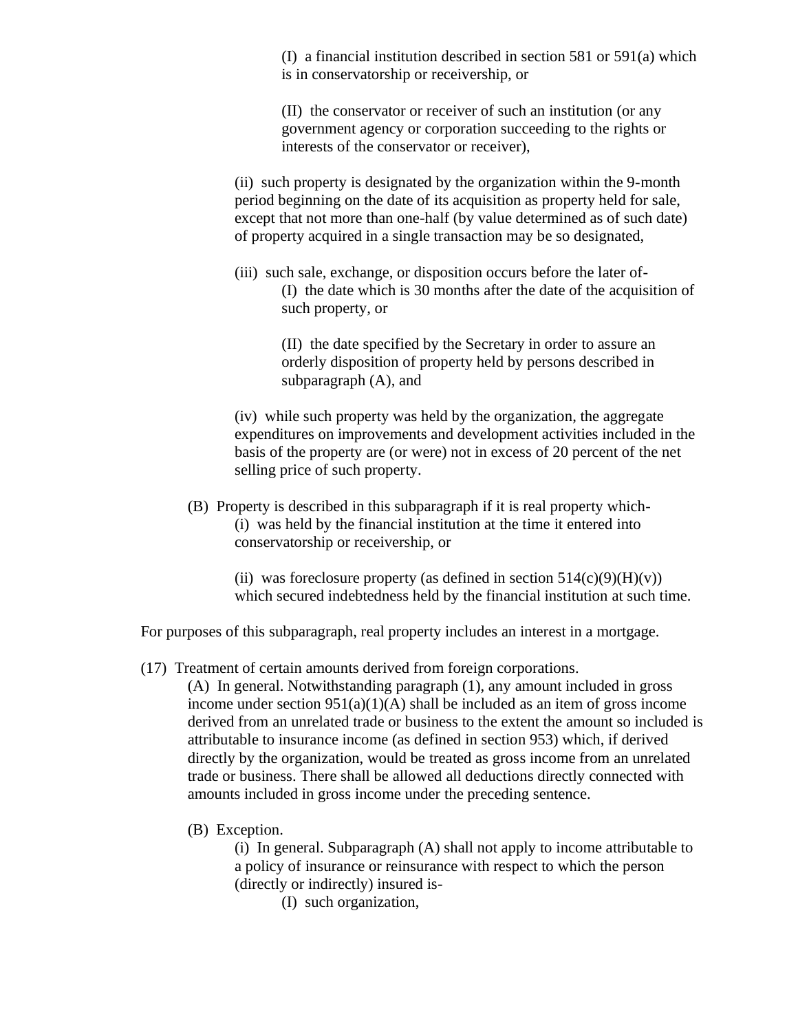(I) a financial institution described in section 581 or 591(a) which is in conservatorship or receivership, or

(II) the conservator or receiver of such an institution (or any government agency or corporation succeeding to the rights or interests of the conservator or receiver),

(ii) such property is designated by the organization within the 9-month period beginning on the date of its acquisition as property held for sale, except that not more than one-half (by value determined as of such date) of property acquired in a single transaction may be so designated,

(iii) such sale, exchange, or disposition occurs before the later of-

(I) the date which is 30 months after the date of the acquisition of such property, or

(II) the date specified by the Secretary in order to assure an orderly disposition of property held by persons described in subparagraph (A), and

(iv) while such property was held by the organization, the aggregate expenditures on improvements and development activities included in the basis of the property are (or were) not in excess of 20 percent of the net selling price of such property.

(B) Property is described in this subparagraph if it is real property which-

(i) was held by the financial institution at the time it entered into conservatorship or receivership, or

(ii) was foreclosure property (as defined in section 514(c)(9)(H)(v)) which secured indebtedness held by the financial institution at such time.

For purposes of this subparagraph, real property includes an interest in a mortgage.

(17) Treatment of certain amounts derived from foreign corporations.

(A) In general. Notwithstanding paragraph (1), any amount included in gross income under section 951(a)(1)(A) shall be included as an item of gross income derived from an unrelated trade or business to the extent the amount so included is attributable to insurance income (as defined in section 953) which, if derived directly by the organization, would be treated as gross income from an unrelated trade or business. There shall be allowed all deductions directly connected with amounts included in gross income under the preceding sentence.

(B) Exception.

(i) In general. Subparagraph (A) shall not apply to income attributable to a policy of insurance or reinsurance with respect to which the person (directly or indirectly) insured is-

(I) such organization,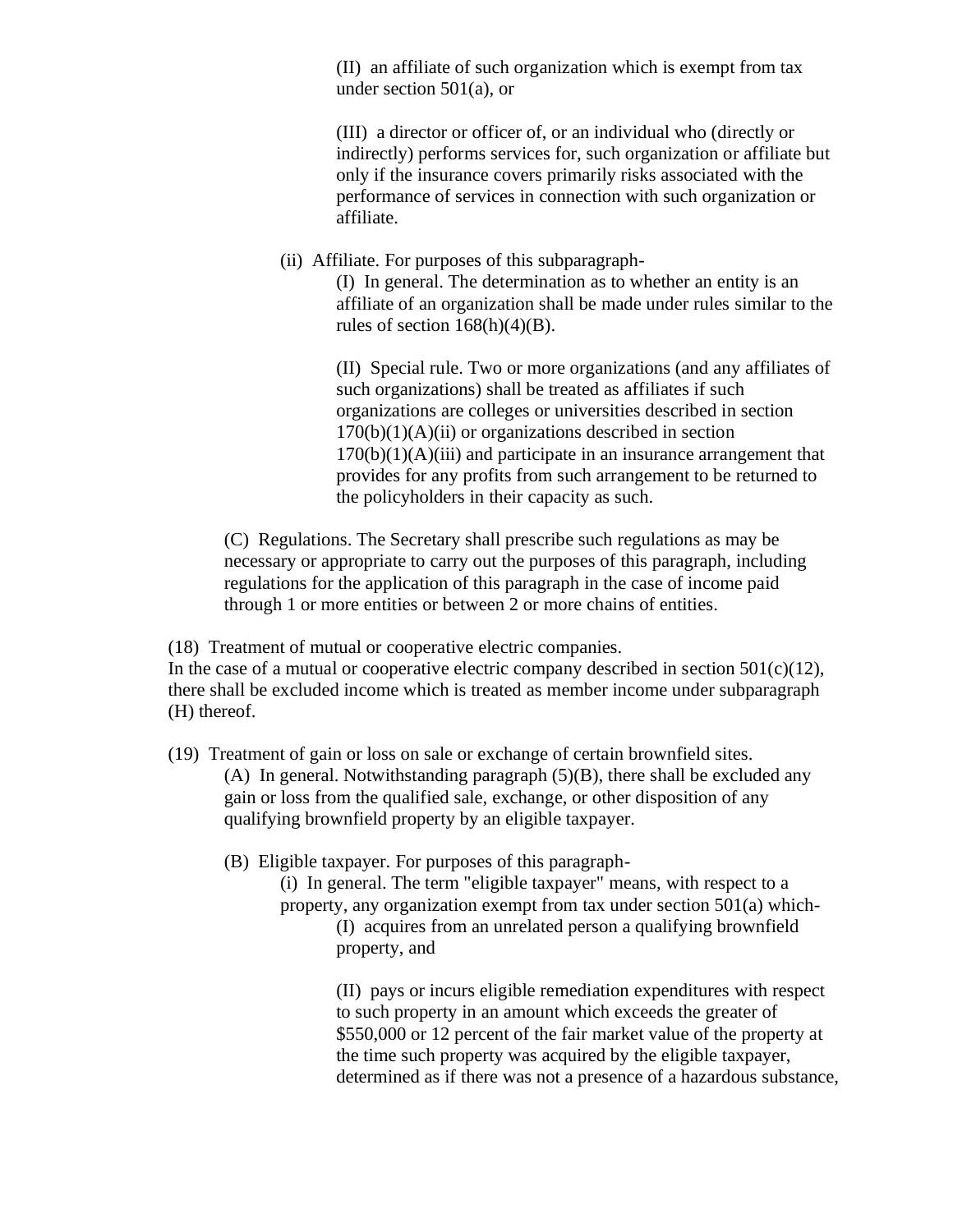(II) an affiliate of such organization which is exempt from tax under section 501(a), or

(III) a director or officer of, or an individual who (directly or indirectly) performs services for, such organization or affiliate but only if the insurance covers primarily risks associated with the performance of services in connection with such organization or affiliate.

(ii) Affiliate. For purposes of this subparagraph-

(I) In general. The determination as to whether an entity is an affiliate of an organization shall be made under rules similar to the rules of section 168(h)(4)(B).

(II) Special rule. Two or more organizations (and any affiliates of such organizations) shall be treated as affiliates if such organizations are colleges or universities described in section 170(b)(1)(A)(ii) or organizations described in section 170(b)(1)(A)(iii) and participate in an insurance arrangement that provides for any profits from such arrangement to be returned to the policyholders in their capacity as such.

(C) Regulations. The Secretary shall prescribe such regulations as may be necessary or appropriate to carry out the purposes of this paragraph, including regulations for the application of this paragraph in the case of income paid through 1 or more entities or between 2 or more chains of entities.

(18) Treatment of mutual or cooperative electric companies.
In the case of a mutual or cooperative electric company described in section 501(c)(12), there shall be excluded income which is treated as member income under subparagraph (H) thereof.

(19) Treatment of gain or loss on sale or exchange of certain brownfield sites.

(A) In general. Notwithstanding paragraph (5)(B), there shall be excluded any gain or loss from the qualified sale, exchange, or other disposition of any qualifying brownfield property by an eligible taxpayer.

(B) Eligible taxpayer. For purposes of this paragraph-

(i) In general. The term "eligible taxpayer" means, with respect to a property, any organization exempt from tax under section 501(a) which-

(I) acquires from an unrelated person a qualifying brownfield property, and

(II) pays or incurs eligible remediation expenditures with respect to such property in an amount which exceeds the greater of $550,000 or 12 percent of the fair market value of the property at the time such property was acquired by the eligible taxpayer, determined as if there was not a presence of a hazardous substance,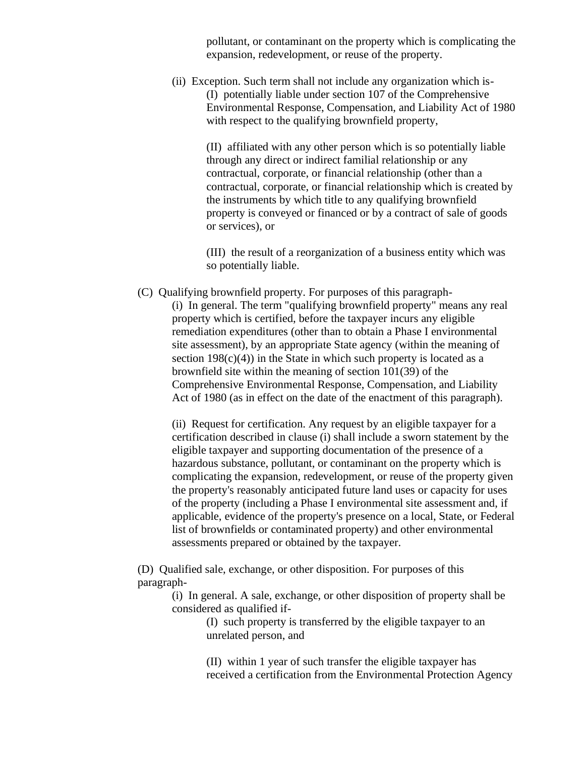pollutant, or contaminant on the property which is complicating the expansion, redevelopment, or reuse of the property.

(ii) Exception. Such term shall not include any organization which is-

(I) potentially liable under section 107 of the Comprehensive Environmental Response, Compensation, and Liability Act of 1980 with respect to the qualifying brownfield property,

(II) affiliated with any other person which is so potentially liable through any direct or indirect familial relationship or any contractual, corporate, or financial relationship (other than a contractual, corporate, or financial relationship which is created by the instruments by which title to any qualifying brownfield property is conveyed or financed or by a contract of sale of goods or services), or

(III) the result of a reorganization of a business entity which was so potentially liable.

(C) Qualifying brownfield property. For purposes of this paragraph-

(i) In general. The term "qualifying brownfield property" means any real property which is certified, before the taxpayer incurs any eligible remediation expenditures (other than to obtain a Phase I environmental site assessment), by an appropriate State agency (within the meaning of section 198(c)(4)) in the State in which such property is located as a brownfield site within the meaning of section 101(39) of the Comprehensive Environmental Response, Compensation, and Liability Act of 1980 (as in effect on the date of the enactment of this paragraph).

(ii) Request for certification. Any request by an eligible taxpayer for a certification described in clause (i) shall include a sworn statement by the eligible taxpayer and supporting documentation of the presence of a hazardous substance, pollutant, or contaminant on the property which is complicating the expansion, redevelopment, or reuse of the property given the property's reasonably anticipated future land uses or capacity for uses of the property (including a Phase I environmental site assessment and, if applicable, evidence of the property's presence on a local, State, or Federal list of brownfields or contaminated property) and other environmental assessments prepared or obtained by the taxpayer.

(D) Qualified sale, exchange, or other disposition. For purposes of this paragraph-

(i) In general. A sale, exchange, or other disposition of property shall be considered as qualified if-

(I) such property is transferred by the eligible taxpayer to an unrelated person, and

(II) within 1 year of such transfer the eligible taxpayer has received a certification from the Environmental Protection Agency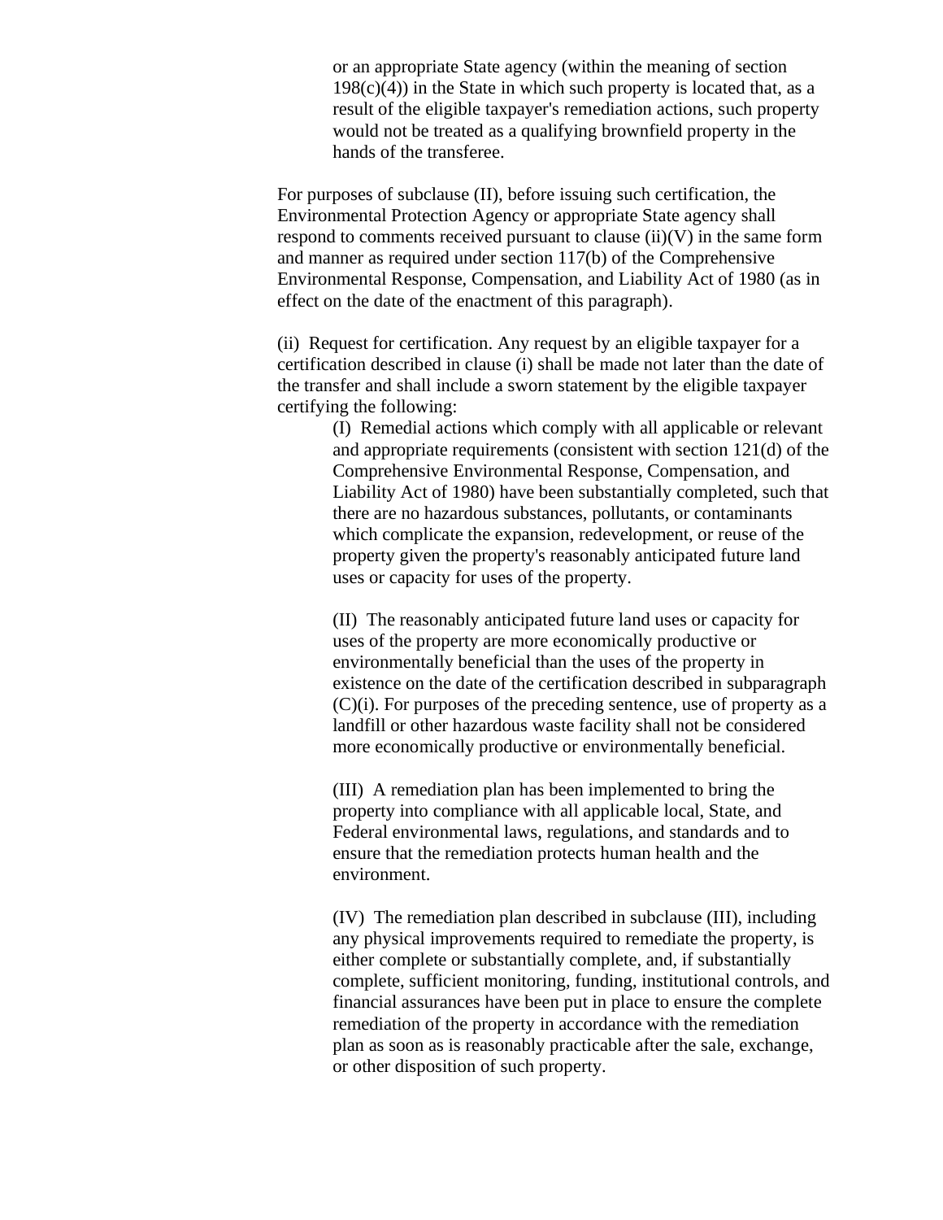or an appropriate State agency (within the meaning of section 198(c)(4)) in the State in which such property is located that, as a result of the eligible taxpayer's remediation actions, such property would not be treated as a qualifying brownfield property in the hands of the transferee.

For purposes of subclause (II), before issuing such certification, the Environmental Protection Agency or appropriate State agency shall respond to comments received pursuant to clause (ii)(V) in the same form and manner as required under section 117(b) of the Comprehensive Environmental Response, Compensation, and Liability Act of 1980 (as in effect on the date of the enactment of this paragraph).

(ii) Request for certification. Any request by an eligible taxpayer for a certification described in clause (i) shall be made not later than the date of the transfer and shall include a sworn statement by the eligible taxpayer certifying the following:

(I) Remedial actions which comply with all applicable or relevant and appropriate requirements (consistent with section 121(d) of the Comprehensive Environmental Response, Compensation, and Liability Act of 1980) have been substantially completed, such that there are no hazardous substances, pollutants, or contaminants which complicate the expansion, redevelopment, or reuse of the property given the property's reasonably anticipated future land uses or capacity for uses of the property.

(II) The reasonably anticipated future land uses or capacity for uses of the property are more economically productive or environmentally beneficial than the uses of the property in existence on the date of the certification described in subparagraph (C)(i). For purposes of the preceding sentence, use of property as a landfill or other hazardous waste facility shall not be considered more economically productive or environmentally beneficial.

(III) A remediation plan has been implemented to bring the property into compliance with all applicable local, State, and Federal environmental laws, regulations, and standards and to ensure that the remediation protects human health and the environment.

(IV) The remediation plan described in subclause (III), including any physical improvements required to remediate the property, is either complete or substantially complete, and, if substantially complete, sufficient monitoring, funding, institutional controls, and financial assurances have been put in place to ensure the complete remediation of the property in accordance with the remediation plan as soon as is reasonably practicable after the sale, exchange, or other disposition of such property.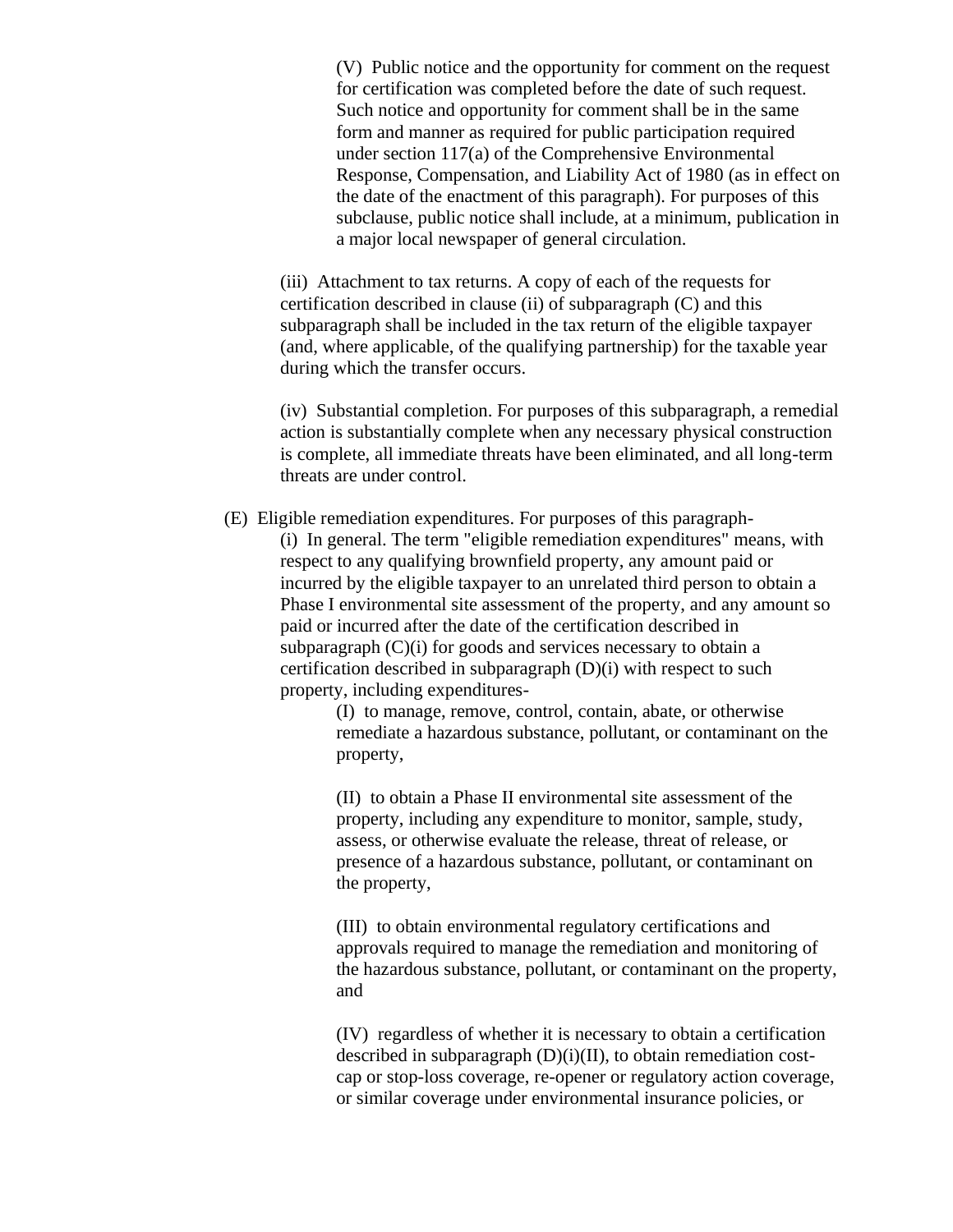(V) Public notice and the opportunity for comment on the request for certification was completed before the date of such request. Such notice and opportunity for comment shall be in the same form and manner as required for public participation required under section 117(a) of the Comprehensive Environmental Response, Compensation, and Liability Act of 1980 (as in effect on the date of the enactment of this paragraph). For purposes of this subclause, public notice shall include, at a minimum, publication in a major local newspaper of general circulation.

(iii) Attachment to tax returns. A copy of each of the requests for certification described in clause (ii) of subparagraph (C) and this subparagraph shall be included in the tax return of the eligible taxpayer (and, where applicable, of the qualifying partnership) for the taxable year during which the transfer occurs.

(iv) Substantial completion. For purposes of this subparagraph, a remedial action is substantially complete when any necessary physical construction is complete, all immediate threats have been eliminated, and all long-term threats are under control.

(E) Eligible remediation expenditures. For purposes of this paragraph-

(i) In general. The term "eligible remediation expenditures" means, with respect to any qualifying brownfield property, any amount paid or incurred by the eligible taxpayer to an unrelated third person to obtain a Phase I environmental site assessment of the property, and any amount so paid or incurred after the date of the certification described in subparagraph (C)(i) for goods and services necessary to obtain a certification described in subparagraph (D)(i) with respect to such property, including expenditures-

(I) to manage, remove, control, contain, abate, or otherwise remediate a hazardous substance, pollutant, or contaminant on the property,

(II) to obtain a Phase II environmental site assessment of the property, including any expenditure to monitor, sample, study, assess, or otherwise evaluate the release, threat of release, or presence of a hazardous substance, pollutant, or contaminant on the property,

(III) to obtain environmental regulatory certifications and approvals required to manage the remediation and monitoring of the hazardous substance, pollutant, or contaminant on the property, and

(IV) regardless of whether it is necessary to obtain a certification described in subparagraph (D)(i)(II), to obtain remediation cost-cap or stop-loss coverage, re-opener or regulatory action coverage, or similar coverage under environmental insurance policies, or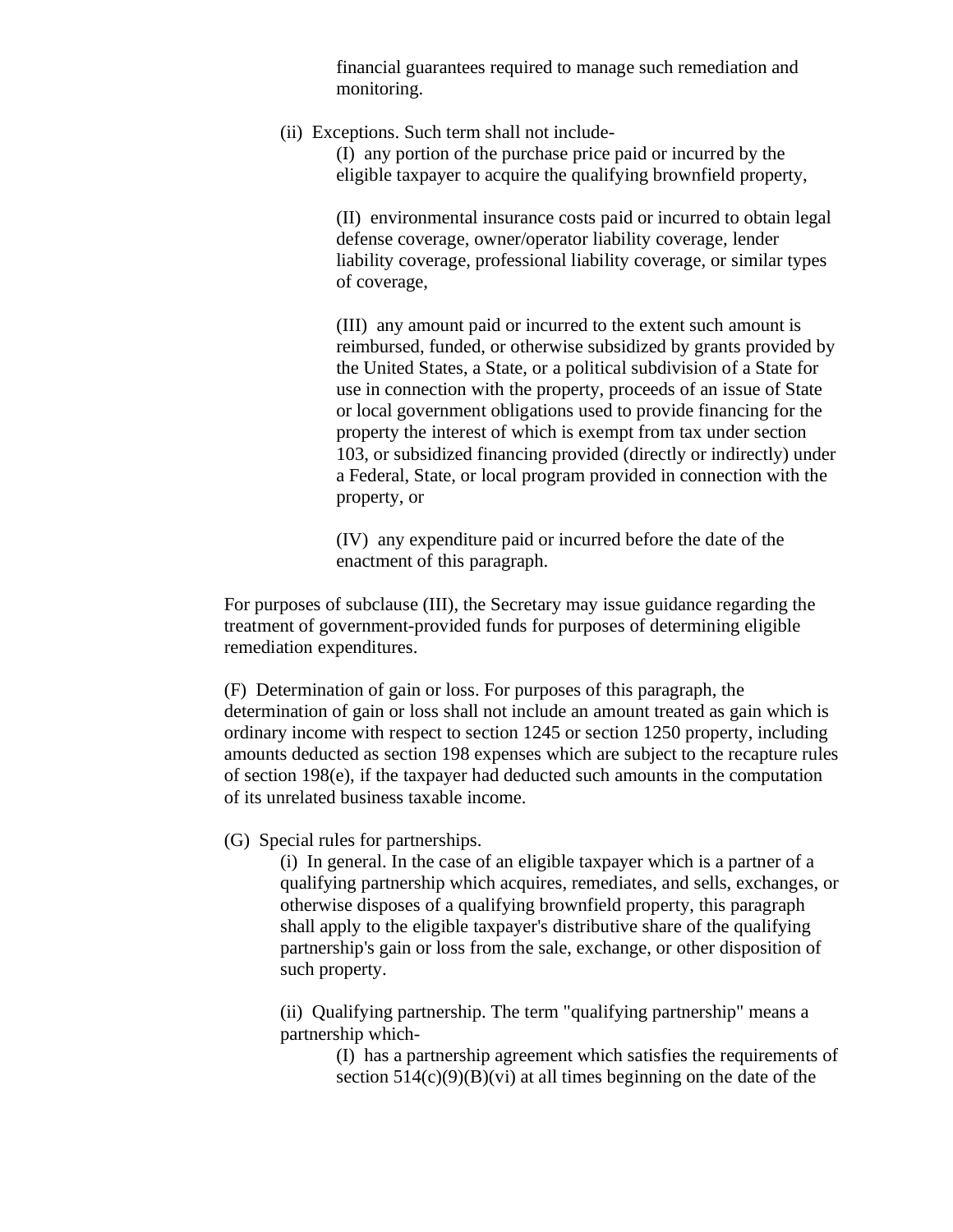financial guarantees required to manage such remediation and monitoring.

(ii) Exceptions. Such term shall not include-

(I) any portion of the purchase price paid or incurred by the eligible taxpayer to acquire the qualifying brownfield property,

(II) environmental insurance costs paid or incurred to obtain legal defense coverage, owner/operator liability coverage, lender liability coverage, professional liability coverage, or similar types of coverage,

(III) any amount paid or incurred to the extent such amount is reimbursed, funded, or otherwise subsidized by grants provided by the United States, a State, or a political subdivision of a State for use in connection with the property, proceeds of an issue of State or local government obligations used to provide financing for the property the interest of which is exempt from tax under section 103, or subsidized financing provided (directly or indirectly) under a Federal, State, or local program provided in connection with the property, or

(IV) any expenditure paid or incurred before the date of the enactment of this paragraph.

For purposes of subclause (III), the Secretary may issue guidance regarding the treatment of government-provided funds for purposes of determining eligible remediation expenditures.

(F) Determination of gain or loss. For purposes of this paragraph, the determination of gain or loss shall not include an amount treated as gain which is ordinary income with respect to section 1245 or section 1250 property, including amounts deducted as section 198 expenses which are subject to the recapture rules of section 198(e), if the taxpayer had deducted such amounts in the computation of its unrelated business taxable income.

(G) Special rules for partnerships.

(i) In general. In the case of an eligible taxpayer which is a partner of a qualifying partnership which acquires, remediates, and sells, exchanges, or otherwise disposes of a qualifying brownfield property, this paragraph shall apply to the eligible taxpayer's distributive share of the qualifying partnership's gain or loss from the sale, exchange, or other disposition of such property.

(ii) Qualifying partnership. The term "qualifying partnership" means a partnership which-

(I) has a partnership agreement which satisfies the requirements of section 514(c)(9)(B)(vi) at all times beginning on the date of the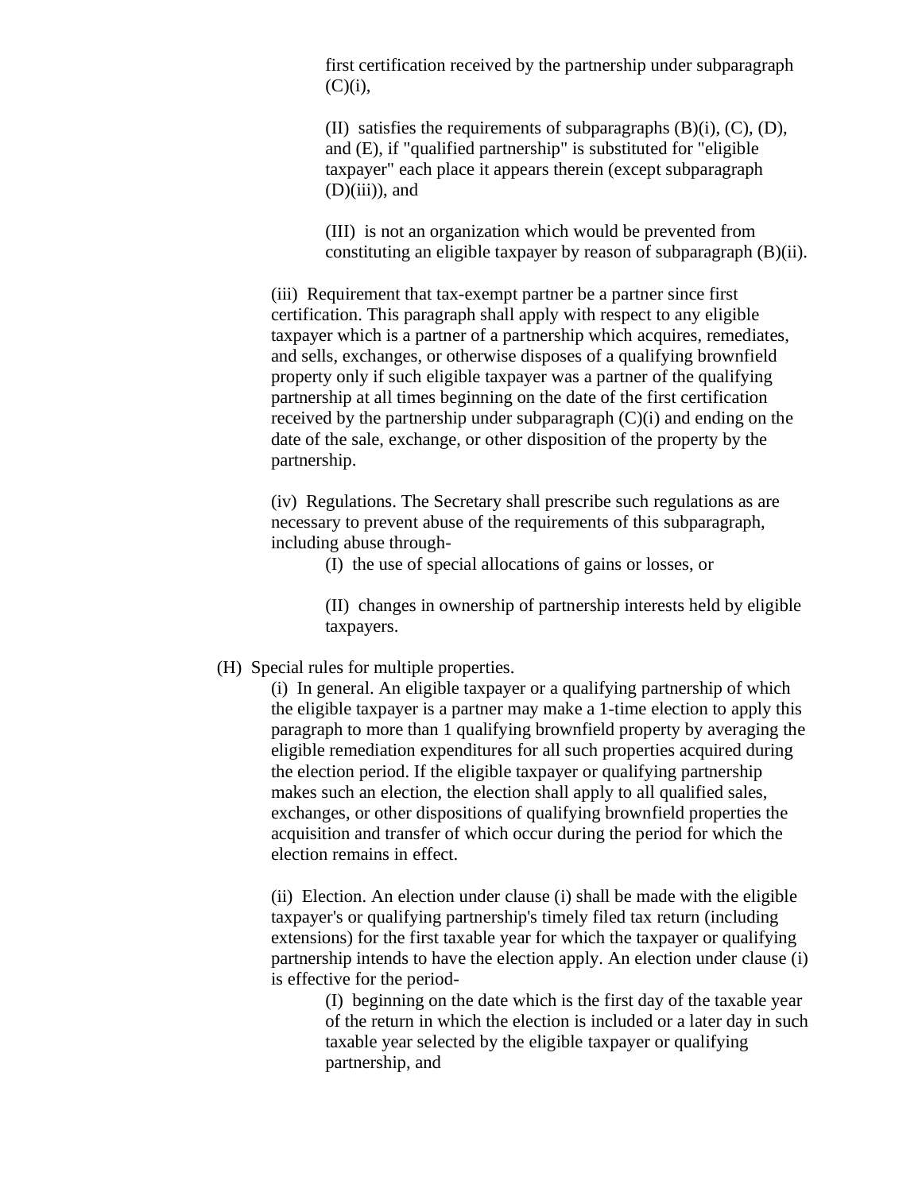first certification received by the partnership under subparagraph (C)(i),

(II) satisfies the requirements of subparagraphs (B)(i), (C), (D), and (E), if "qualified partnership" is substituted for "eligible taxpayer" each place it appears therein (except subparagraph (D)(iii)), and

(III) is not an organization which would be prevented from constituting an eligible taxpayer by reason of subparagraph (B)(ii).

(iii) Requirement that tax-exempt partner be a partner since first certification. This paragraph shall apply with respect to any eligible taxpayer which is a partner of a partnership which acquires, remediates, and sells, exchanges, or otherwise disposes of a qualifying brownfield property only if such eligible taxpayer was a partner of the qualifying partnership at all times beginning on the date of the first certification received by the partnership under subparagraph (C)(i) and ending on the date of the sale, exchange, or other disposition of the property by the partnership.

(iv) Regulations. The Secretary shall prescribe such regulations as are necessary to prevent abuse of the requirements of this subparagraph, including abuse through-

(I) the use of special allocations of gains or losses, or

(II) changes in ownership of partnership interests held by eligible taxpayers.

(H) Special rules for multiple properties.

(i) In general. An eligible taxpayer or a qualifying partnership of which the eligible taxpayer is a partner may make a 1-time election to apply this paragraph to more than 1 qualifying brownfield property by averaging the eligible remediation expenditures for all such properties acquired during the election period. If the eligible taxpayer or qualifying partnership makes such an election, the election shall apply to all qualified sales, exchanges, or other dispositions of qualifying brownfield properties the acquisition and transfer of which occur during the period for which the election remains in effect.

(ii) Election. An election under clause (i) shall be made with the eligible taxpayer's or qualifying partnership's timely filed tax return (including extensions) for the first taxable year for which the taxpayer or qualifying partnership intends to have the election apply. An election under clause (i) is effective for the period-

(I) beginning on the date which is the first day of the taxable year of the return in which the election is included or a later day in such taxable year selected by the eligible taxpayer or qualifying partnership, and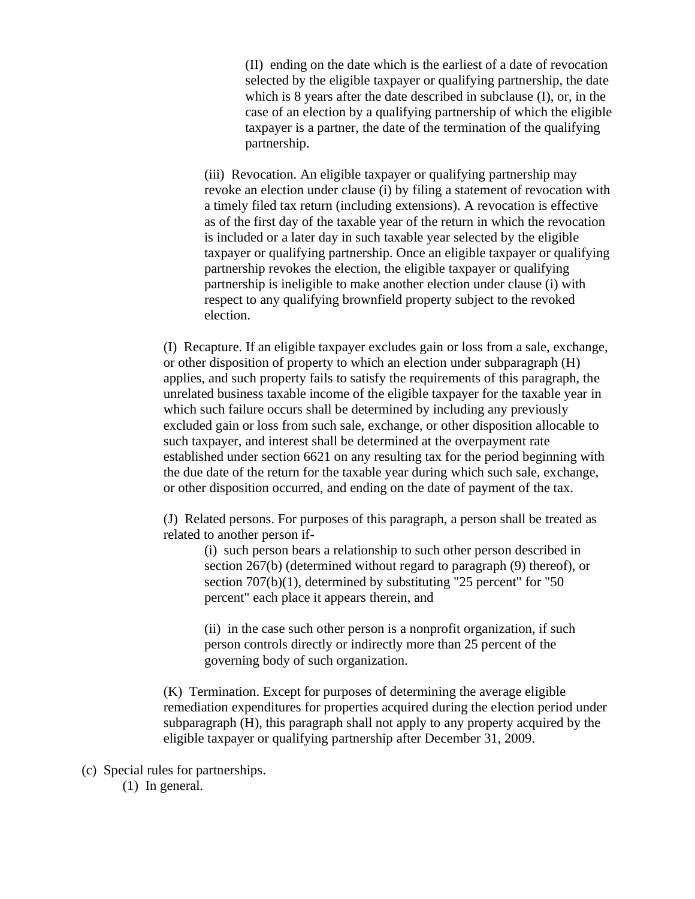(II) ending on the date which is the earliest of a date of revocation selected by the eligible taxpayer or qualifying partnership, the date which is 8 years after the date described in subclause (I), or, in the case of an election by a qualifying partnership of which the eligible taxpayer is a partner, the date of the termination of the qualifying partnership.

(iii) Revocation. An eligible taxpayer or qualifying partnership may revoke an election under clause (i) by filing a statement of revocation with a timely filed tax return (including extensions). A revocation is effective as of the first day of the taxable year of the return in which the revocation is included or a later day in such taxable year selected by the eligible taxpayer or qualifying partnership. Once an eligible taxpayer or qualifying partnership revokes the election, the eligible taxpayer or qualifying partnership is ineligible to make another election under clause (i) with respect to any qualifying brownfield property subject to the revoked election.

(I) Recapture. If an eligible taxpayer excludes gain or loss from a sale, exchange, or other disposition of property to which an election under subparagraph (H) applies, and such property fails to satisfy the requirements of this paragraph, the unrelated business taxable income of the eligible taxpayer for the taxable year in which such failure occurs shall be determined by including any previously excluded gain or loss from such sale, exchange, or other disposition allocable to such taxpayer, and interest shall be determined at the overpayment rate established under section 6621 on any resulting tax for the period beginning with the due date of the return for the taxable year during which such sale, exchange, or other disposition occurred, and ending on the date of payment of the tax.

(J) Related persons. For purposes of this paragraph, a person shall be treated as related to another person if-

(i) such person bears a relationship to such other person described in section 267(b) (determined without regard to paragraph (9) thereof), or section 707(b)(1), determined by substituting "25 percent" for "50 percent" each place it appears therein, and

(ii) in the case such other person is a nonprofit organization, if such person controls directly or indirectly more than 25 percent of the governing body of such organization.

(K) Termination. Except for purposes of determining the average eligible remediation expenditures for properties acquired during the election period under subparagraph (H), this paragraph shall not apply to any property acquired by the eligible taxpayer or qualifying partnership after December 31, 2009.

(c) Special rules for partnerships.

(1) In general.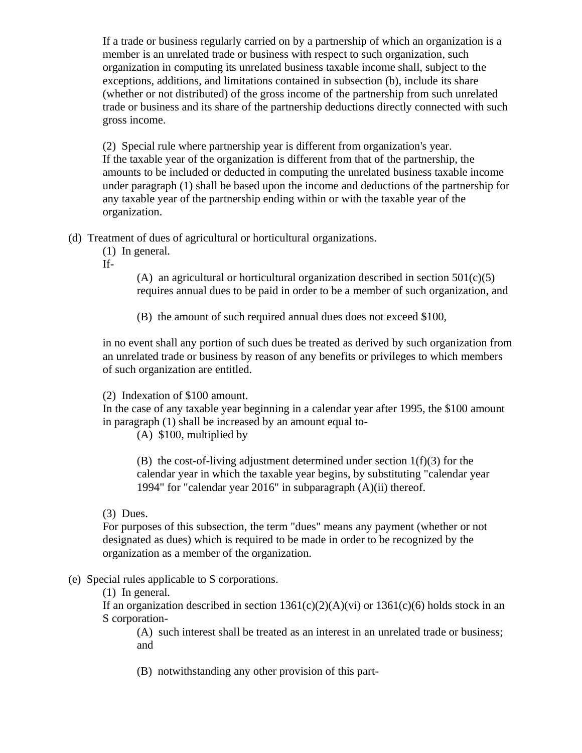If a trade or business regularly carried on by a partnership of which an organization is a member is an unrelated trade or business with respect to such organization, such organization in computing its unrelated business taxable income shall, subject to the exceptions, additions, and limitations contained in subsection (b), include its share (whether or not distributed) of the gross income of the partnership from such unrelated trade or business and its share of the partnership deductions directly connected with such gross income.

(2) Special rule where partnership year is different from organization's year.
If the taxable year of the organization is different from that of the partnership, the amounts to be included or deducted in computing the unrelated business taxable income under paragraph (1) shall be based upon the income and deductions of the partnership for any taxable year of the partnership ending within or with the taxable year of the organization.

(d) Treatment of dues of agricultural or horticultural organizations.

(1) In general.
If-

(A) an agricultural or horticultural organization described in section 501(c)(5) requires annual dues to be paid in order to be a member of such organization, and

(B) the amount of such required annual dues does not exceed $100,

in no event shall any portion of such dues be treated as derived by such organization from an unrelated trade or business by reason of any benefits or privileges to which members of such organization are entitled.

(2) Indexation of $100 amount.
In the case of any taxable year beginning in a calendar year after 1995, the $100 amount in paragraph (1) shall be increased by an amount equal to-

(A) $100, multiplied by

(B) the cost-of-living adjustment determined under section 1(f)(3) for the calendar year in which the taxable year begins, by substituting "calendar year 1994" for "calendar year 2016" in subparagraph (A)(ii) thereof.

(3) Dues.
For purposes of this subsection, the term "dues" means any payment (whether or not designated as dues) which is required to be made in order to be recognized by the organization as a member of the organization.

(e) Special rules applicable to S corporations.

(1) In general.
If an organization described in section 1361(c)(2)(A)(vi) or 1361(c)(6) holds stock in an S corporation-

(A) such interest shall be treated as an interest in an unrelated trade or business; and

(B) notwithstanding any other provision of this part-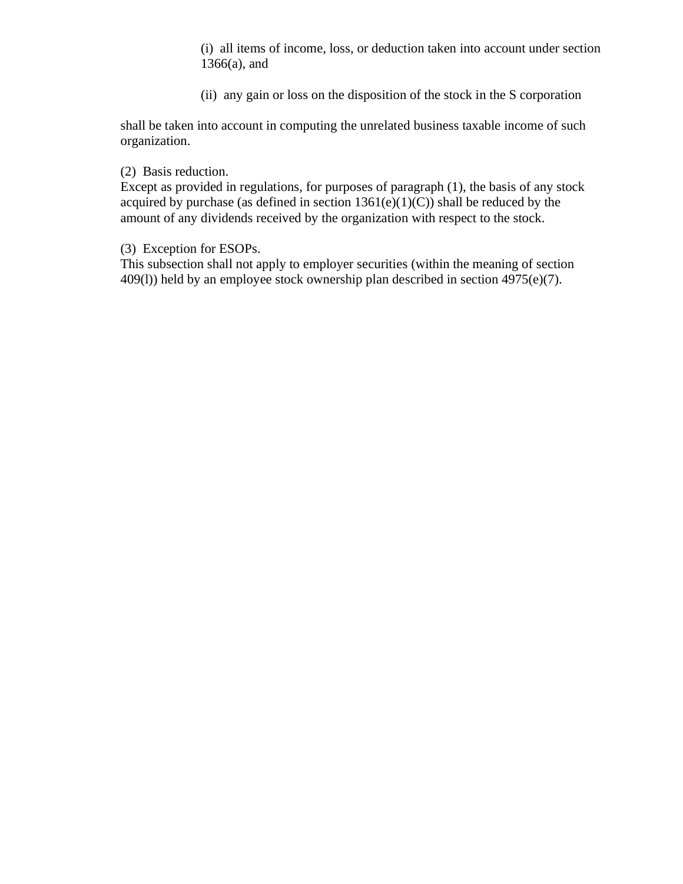(i) all items of income, loss, or deduction taken into account under section 1366(a), and

(ii) any gain or loss on the disposition of the stock in the S corporation

shall be taken into account in computing the unrelated business taxable income of such organization.

(2) Basis reduction.
Except as provided in regulations, for purposes of paragraph (1), the basis of any stock acquired by purchase (as defined in section 1361(e)(1)(C)) shall be reduced by the amount of any dividends received by the organization with respect to the stock.

(3) Exception for ESOPs.
This subsection shall not apply to employer securities (within the meaning of section 409(l)) held by an employee stock ownership plan described in section 4975(e)(7).